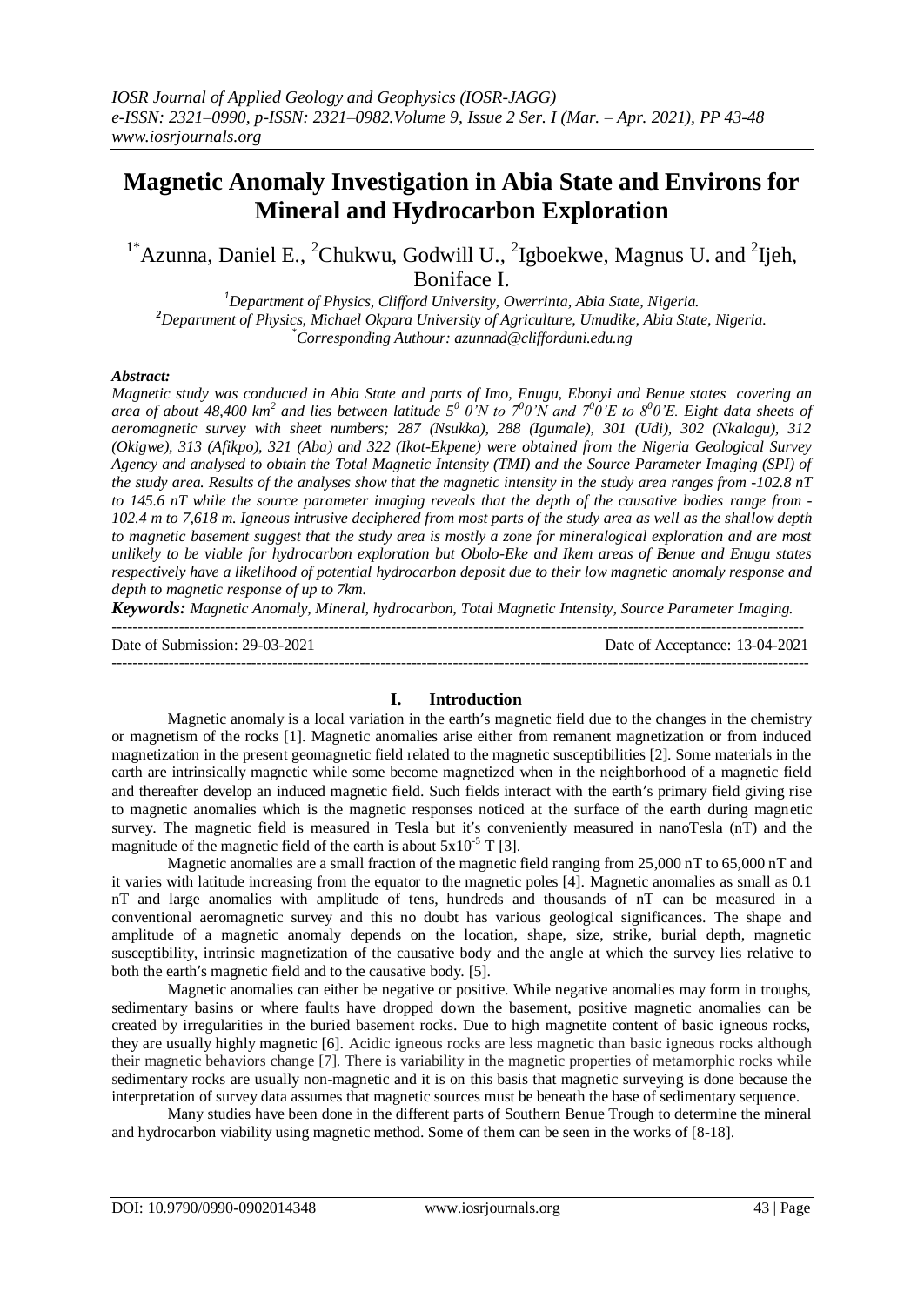# Magnetic Anomaly Investigation in Abia State and Environs for Mineral and Hydrocarbon Exploration

[1*]Azunna, Daniel E., [2]Chukwu, Godwill U., [2]Igboekwe, Magnus U. and [2]Ijeh, Boniface I.

[1]*Department of Physics, Clifford University, Owerrinta, Abia State, Nigeria.*
[2]*Department of Physics, Michael Okpara University of Agriculture, Umudike, Abia State, Nigeria.*
[*]*Corresponding Authour: azunnad@clifforduni.edu.ng*

***Abstract:***
*Magnetic study was conducted in Abia State and parts of Imo, Enugu, Ebonyi and Benue states covering an area of about 48,400 km$^2$ and lies between latitude $5^0$ 0'N to $7^0$0'N and $7^0$0'E to $8^0$0'E. Eight data sheets of aeromagnetic survey with sheet numbers; 287 (Nsukka), 288 (Igumale), 301 (Udi), 302 (Nkalagu), 312 (Okigwe), 313 (Afikpo), 321 (Aba) and 322 (Ikot-Ekpene) were obtained from the Nigeria Geological Survey Agency and analysed to obtain the Total Magnetic Intensity (TMI) and the Source Parameter Imaging (SPI) of the study area. Results of the analyses show that the magnetic intensity in the study area ranges from -102.8 nT to 145.6 nT while the source parameter imaging reveals that the depth of the causative bodies range from -102.4 m to 7,618 m. Igneous intrusive deciphered from most parts of the study area as well as the shallow depth to magnetic basement suggest that the study area is mostly a zone for mineralogical exploration and are most unlikely to be viable for hydrocarbon exploration but Obolo-Eke and Ikem areas of Benue and Enugu states respectively have a likelihood of potential hydrocarbon deposit due to their low magnetic anomaly response and depth to magnetic response of up to 7km.*

***Keywords:*** *Magnetic Anomaly, Mineral, hydrocarbon, Total Magnetic Intensity, Source Parameter Imaging.*

Date of Submission: 29-03-2021 | Date of Acceptance: 13-04-2021

## I. Introduction

Magnetic anomaly is a local variation in the earth's magnetic field due to the changes in the chemistry or magnetism of the rocks [1]. Magnetic anomalies arise either from remanent magnetization or from induced magnetization in the present geomagnetic field related to the magnetic susceptibilities [2]. Some materials in the earth are intrinsically magnetic while some become magnetized when in the neighborhood of a magnetic field and thereafter develop an induced magnetic field. Such fields interact with the earth's primary field giving rise to magnetic anomalies which is the magnetic responses noticed at the surface of the earth during magnetic survey. The magnetic field is measured in Tesla but it's conveniently measured in nanoTesla (nT) and the magnitude of the magnetic field of the earth is about $5x10^{-5}$ T [3].

Magnetic anomalies are a small fraction of the magnetic field ranging from 25,000 nT to 65,000 nT and it varies with latitude increasing from the equator to the magnetic poles [4]. Magnetic anomalies as small as 0.1 nT and large anomalies with amplitude of tens, hundreds and thousands of nT can be measured in a conventional aeromagnetic survey and this no doubt has various geological significances. The shape and amplitude of a magnetic anomaly depends on the location, shape, size, strike, burial depth, magnetic susceptibility, intrinsic magnetization of the causative body and the angle at which the survey lies relative to both the earth's magnetic field and to the causative body. [5].

Magnetic anomalies can either be negative or positive. While negative anomalies may form in troughs, sedimentary basins or where faults have dropped down the basement, positive magnetic anomalies can be created by irregularities in the buried basement rocks. Due to high magnetite content of basic igneous rocks, they are usually highly magnetic [6]. Acidic igneous rocks are less magnetic than basic igneous rocks although their magnetic behaviors change [7]. There is variability in the magnetic properties of metamorphic rocks while sedimentary rocks are usually non-magnetic and it is on this basis that magnetic surveying is done because the interpretation of survey data assumes that magnetic sources must be beneath the base of sedimentary sequence.

Many studies have been done in the different parts of Southern Benue Trough to determine the mineral and hydrocarbon viability using magnetic method. Some of them can be seen in the works of [8-18].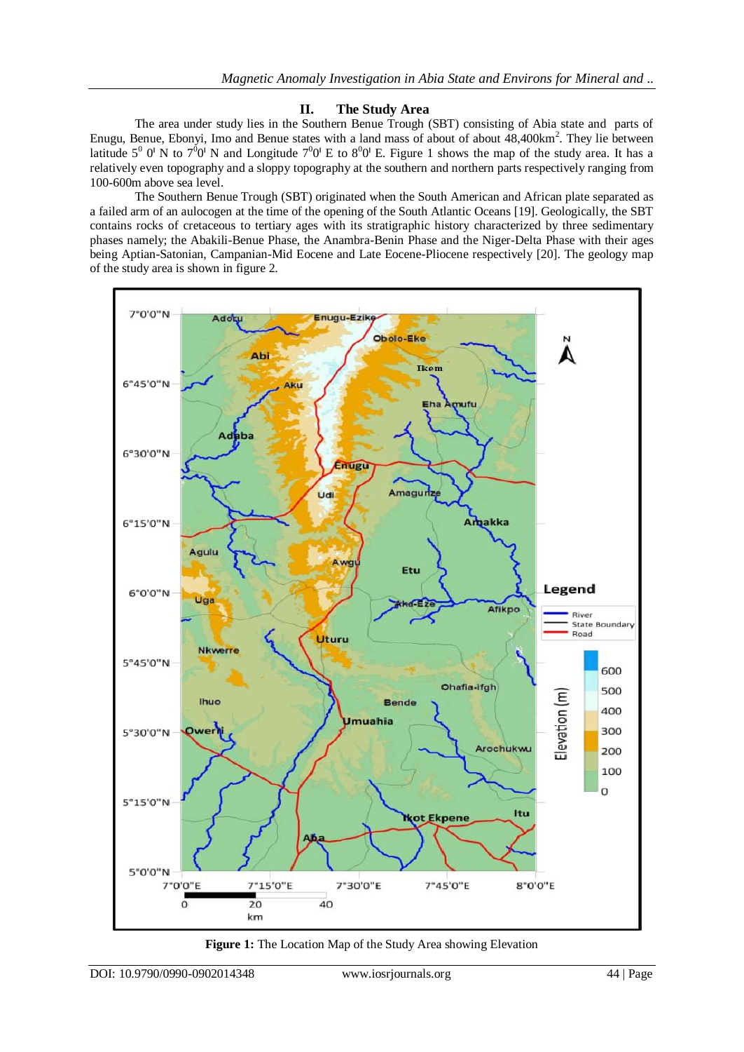## II. The Study Area

The area under study lies in the Southern Benue Trough (SBT) consisting of Abia state and parts of Enugu, Benue, Ebonyi, Imo and Benue states with a land mass of about of about 48,400km$^2$. They lie between latitude $5^0$ $0^I$ N to $7^0 0^I$ N and Longitude $7^0 0^I$ E to $8^0 0^I$ E. Figure 1 shows the map of the study area. It has a relatively even topography and a sloppy topography at the southern and northern parts respectively ranging from 100-600m above sea level.

The Southern Benue Trough (SBT) originated when the South American and African plate separated as a failed arm of an aulocogen at the time of the opening of the South Atlantic Oceans [19]. Geologically, the SBT contains rocks of cretaceous to tertiary ages with its stratigraphic history characterized by three sedimentary phases namely; the Abakili-Benue Phase, the Anambra-Benin Phase and the Niger-Delta Phase with their ages being Aptian-Satonian, Campanian-Mid Eocene and Late Eocene-Pliocene respectively [20]. The geology map of the study area is shown in figure 2.

**Figure 1:** The Location Map of the Study Area showing Elevation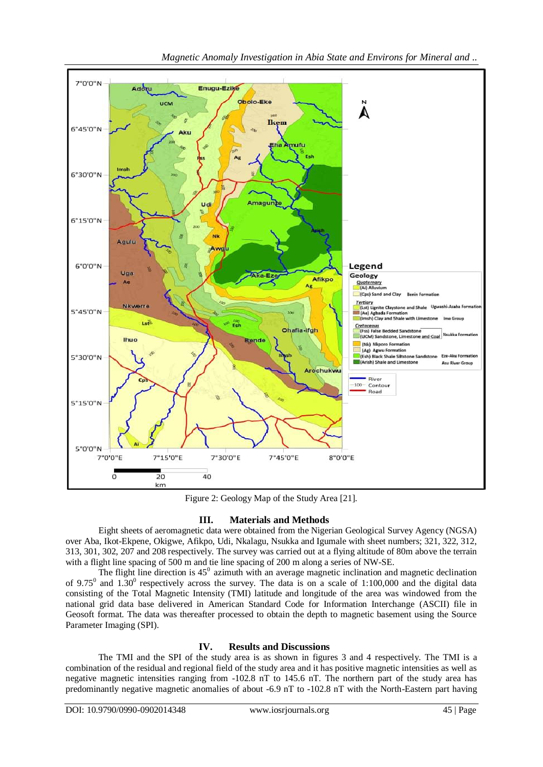Figure 2: Geology Map of the Study Area [21].

## III. Materials and Methods

Eight sheets of aeromagnetic data were obtained from the Nigerian Geological Survey Agency (NGSA) over Aba, Ikot-Ekpene, Okigwe, Afikpo, Udi, Nkalagu, Nsukka and Igumale with sheet numbers; 321, 322, 312, 313, 301, 302, 207 and 208 respectively. The survey was carried out at a flying altitude of 80m above the terrain with a flight line spacing of 500 m and tie line spacing of 200 m along a series of NW-SE.

The flight line direction is $45^0$ azimuth with an average magnetic inclination and magnetic declination of $9.75^0$ and $1.30^0$ respectively across the survey. The data is on a scale of 1:100,000 and the digital data consisting of the Total Magnetic Intensity (TMI) latitude and longitude of the area was windowed from the national grid data base delivered in American Standard Code for Information Interchange (ASCII) file in Geosoft format. The data was thereafter processed to obtain the depth to magnetic basement using the Source Parameter Imaging (SPI).

## IV. Results and Discussions

The TMI and the SPI of the study area is as shown in figures 3 and 4 respectively. The TMI is a combination of the residual and regional field of the study area and it has positive magnetic intensities as well as negative magnetic intensities ranging from -102.8 nT to 145.6 nT. The northern part of the study area has predominantly negative magnetic anomalies of about -6.9 nT to -102.8 nT with the North-Eastern part having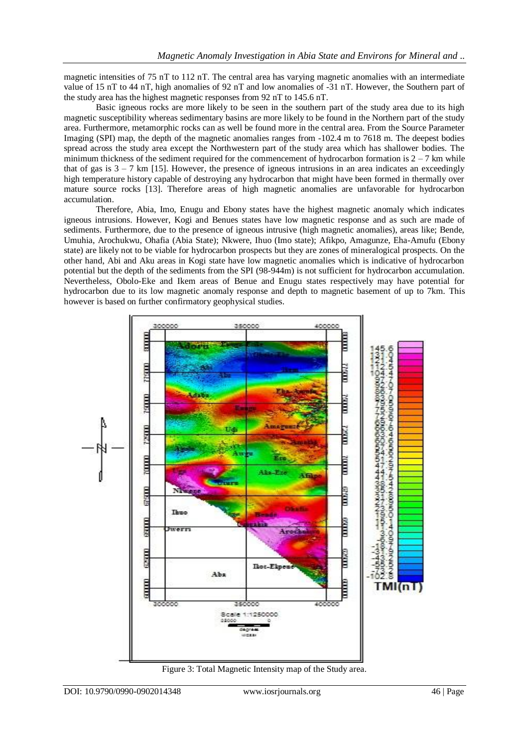magnetic intensities of 75 nT to 112 nT. The central area has varying magnetic anomalies with an intermediate value of 15 nT to 44 nT, high anomalies of 92 nT and low anomalies of -31 nT. However, the Southern part of the study area has the highest magnetic responses from 92 nT to 145.6 nT.

Basic igneous rocks are more likely to be seen in the southern part of the study area due to its high magnetic susceptibility whereas sedimentary basins are more likely to be found in the Northern part of the study area. Furthermore, metamorphic rocks can as well be found more in the central area. From the Source Parameter Imaging (SPI) map, the depth of the magnetic anomalies ranges from -102.4 m to 7618 m. The deepest bodies spread across the study area except the Northwestern part of the study area which has shallower bodies. The minimum thickness of the sediment required for the commencement of hydrocarbon formation is 2 – 7 km while that of gas is 3 – 7 km [15]. However, the presence of igneous intrusions in an area indicates an exceedingly high temperature history capable of destroying any hydrocarbon that might have been formed in thermally over mature source rocks [13]. Therefore areas of high magnetic anomalies are unfavorable for hydrocarbon accumulation.

Therefore, Abia, Imo, Enugu and Ebony states have the highest magnetic anomaly which indicates igneous intrusions. However, Kogi and Benues states have low magnetic response and as such are made of sediments. Furthermore, due to the presence of igneous intrusive (high magnetic anomalies), areas like; Bende, Umuhia, Arochukwu, Ohafia (Abia State); Nkwere, Ihuo (Imo state); Afikpo, Amagunze, Eha-Amufu (Ebony state) are likely not to be viable for hydrocarbon prospects but they are zones of mineralogical prospects. On the other hand, Abi and Aku areas in Kogi state have low magnetic anomalies which is indicative of hydrocarbon potential but the depth of the sediments from the SPI (98-944m) is not sufficient for hydrocarbon accumulation. Nevertheless, Obolo-Eke and Ikem areas of Benue and Enugu states respectively may have potential for hydrocarbon due to its low magnetic anomaly response and depth to magnetic basement of up to 7km. This however is based on further confirmatory geophysical studies.

Figure 3: Total Magnetic Intensity map of the Study area.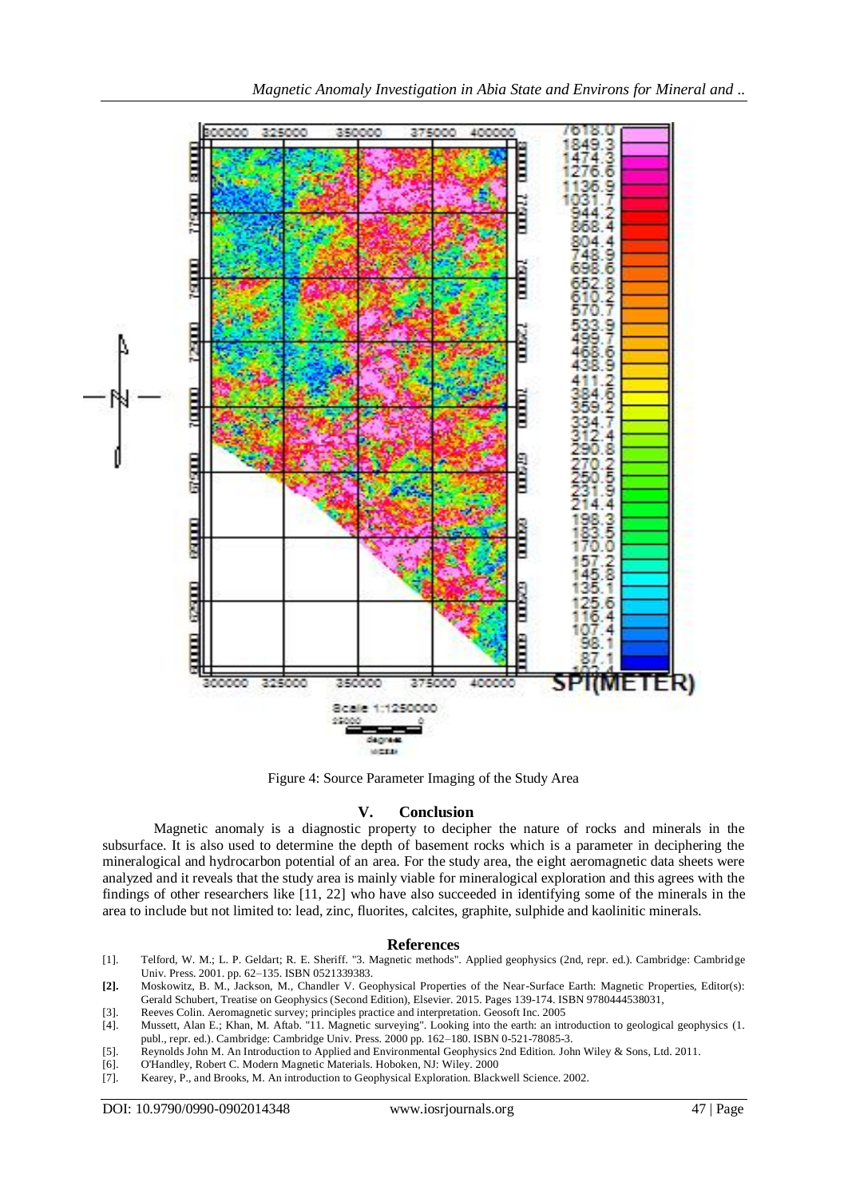Figure 4: Source Parameter Imaging of the Study Area

## V. Conclusion

Magnetic anomaly is a diagnostic property to decipher the nature of rocks and minerals in the subsurface. It is also used to determine the depth of basement rocks which is a parameter in deciphering the mineralogical and hydrocarbon potential of an area. For the study area, the eight aeromagnetic data sheets were analyzed and it reveals that the study area is mainly viable for mineralogical exploration and this agrees with the findings of other researchers like [11, 22] who have also succeeded in identifying some of the minerals in the area to include but not limited to: lead, zinc, fluorites, calcites, graphite, sulphide and kaolinitic minerals.

## References

[1]. Telford, W. M.; L. P. Geldart; R. E. Sheriff. "3. Magnetic methods". Applied geophysics (2nd, repr. ed.). Cambridge: Cambridge Univ. Press. 2001. pp. 62–135. ISBN 0521339383.

**[2].** Moskowitz, B. M., Jackson, M., Chandler V. Geophysical Properties of the Near-Surface Earth: Magnetic Properties, Editor(s): Gerald Schubert, Treatise on Geophysics (Second Edition), Elsevier. 2015. Pages 139-174. ISBN 9780444538031,

[3]. Reeves Colin. Aeromagnetic survey; principles practice and interpretation. Geosoft Inc. 2005

[4]. Mussett, Alan E.; Khan, M. Aftab. "11. Magnetic surveying". Looking into the earth: an introduction to geological geophysics (1. publ., repr. ed.). Cambridge: Cambridge Univ. Press. 2000 pp. 162–180. ISBN 0-521-78085-3.

[5]. Reynolds John M. An Introduction to Applied and Environmental Geophysics 2nd Edition. John Wiley & Sons, Ltd. 2011.

[6]. O'Handley, Robert C. Modern Magnetic Materials. Hoboken, NJ: Wiley. 2000

[7]. Kearey, P., and Brooks, M. An introduction to Geophysical Exploration. Blackwell Science. 2002.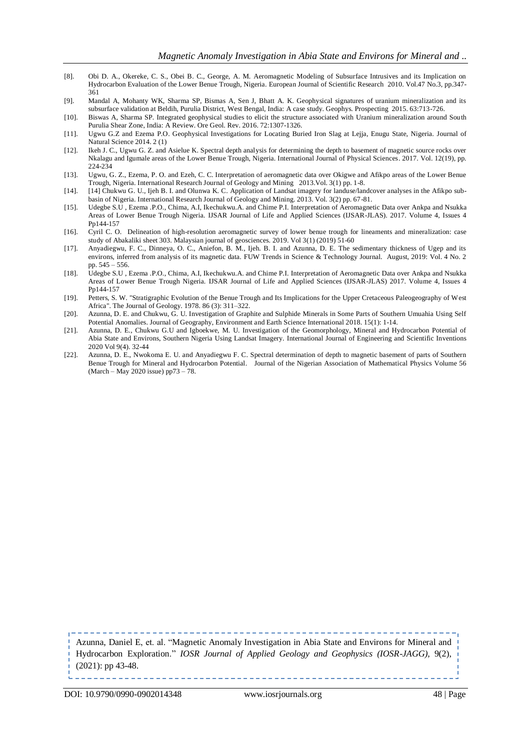[8]. Obi D. A., Okereke, C. S., Obei B. C., George, A. M. Aeromagnetic Modeling of Subsurface Intrusives and its Implication on Hydrocarbon Evaluation of the Lower Benue Trough, Nigeria. European Journal of Scientific Research 2010. Vol.47 No.3, pp.347-361

[9]. Mandal A, Mohanty WK, Sharma SP, Bismas A, Sen J, Bhatt A. K. Geophysical signatures of uranium mineralization and its subsurface validation at Beldih, Purulia District, West Bengal, India: A case study. Geophys. Prospecting 2015. 63:713-726.

[10]. Biswas A, Sharma SP. Integrated geophysical studies to elicit the structure associated with Uranium mineralization around South Purulia Shear Zone, India: A Review. Ore Geol. Rev. 2016. 72:1307-1326.

[11]. Ugwu G.Z and Ezema P.O. Geophysical Investigations for Locating Buried Iron Slag at Lejja, Enugu State, Nigeria. Journal of Natural Science 2014. 2 (1)

[12]. Ikeh J. C., Ugwu G. Z. and Asielue K. Spectral depth analysis for determining the depth to basement of magnetic source rocks over Nkalagu and Igumale areas of the Lower Benue Trough, Nigeria. International Journal of Physical Sciences. 2017. Vol. 12(19), pp. 224-234

[13]. Ugwu, G. Z., Ezema, P. O. and Ezeh, C. C. Interpretation of aeromagnetic data over Okigwe and Afikpo areas of the Lower Benue Trough, Nigeria. International Research Journal of Geology and Mining 2013.Vol. 3(1) pp. 1-8.

[14]. [14] Chukwu G. U., Ijeh B. I. and Olunwa K. C. Application of Landsat imagery for landuse/landcover analyses in the Afikpo sub-basin of Nigeria. International Research Journal of Geology and Mining. 2013. Vol. 3(2) pp. 67-81.

[15]. Udegbe S.U , Ezema .P.O., Chima, A.I, Ikechukwu.A. and Chime P.I. Interpretation of Aeromagnetic Data over Ankpa and Nsukka Areas of Lower Benue Trough Nigeria. IJSAR Journal of Life and Applied Sciences (IJSAR-JLAS). 2017. Volume 4, Issues 4 Pp144-157

[16]. Cyril C. O. Delineation of high-resolution aeromagnetic survey of lower benue trough for lineaments and mineralization: case study of Abakaliki sheet 303. Malaysian journal of geosciences. 2019. Vol 3(1) (2019) 51-60

[17]. Anyadiegwu, F. C., Dinneya, O. C., Aniefon, B. M., Ijeh. B. I. and Azunna, D. E. The sedimentary thickness of Ugep and its environs, inferred from analysis of its magnetic data. FUW Trends in Science & Technology Journal. August, 2019: Vol. 4 No. 2 pp. 545 – 556.

[18]. Udegbe S.U , Ezema .P.O., Chima, A.I, Ikechukwu.A. and Chime P.I. Interpretation of Aeromagnetic Data over Ankpa and Nsukka Areas of Lower Benue Trough Nigeria. IJSAR Journal of Life and Applied Sciences (IJSAR-JLAS) 2017. Volume 4, Issues 4 Pp144-157

[19]. Petters, S. W. "Stratigraphic Evolution of the Benue Trough and Its Implications for the Upper Cretaceous Paleogeography of West Africa". The Journal of Geology. 1978. 86 (3): 311–322.

[20]. Azunna, D. E. and Chukwu, G. U. Investigation of Graphite and Sulphide Minerals in Some Parts of Southern Umuahia Using Self Potential Anomalies. Journal of Geography, Environment and Earth Science International 2018. 15(1): 1-14.

[21]. Azunna, D. E., Chukwu G.U and Igboekwe, M. U. Investigation of the Geomorphology, Mineral and Hydrocarbon Potential of Abia State and Environs, Southern Nigeria Using Landsat Imagery. International Journal of Engineering and Scientific Inventions 2020 Vol 9(4). 32-44

[22]. Azunna, D. E., Nwokoma E. U. and Anyadiegwu F. C. Spectral determination of depth to magnetic basement of parts of Southern Benue Trough for Mineral and Hydrocarbon Potential. Journal of the Nigerian Association of Mathematical Physics Volume 56 (March – May 2020 issue) pp73 – 78.

Azunna, Daniel E, et. al. "Magnetic Anomaly Investigation in Abia State and Environs for Mineral and Hydrocarbon Exploration." *IOSR Journal of Applied Geology and Geophysics (IOSR-JAGG)*, 9(2), (2021): pp 43-48.